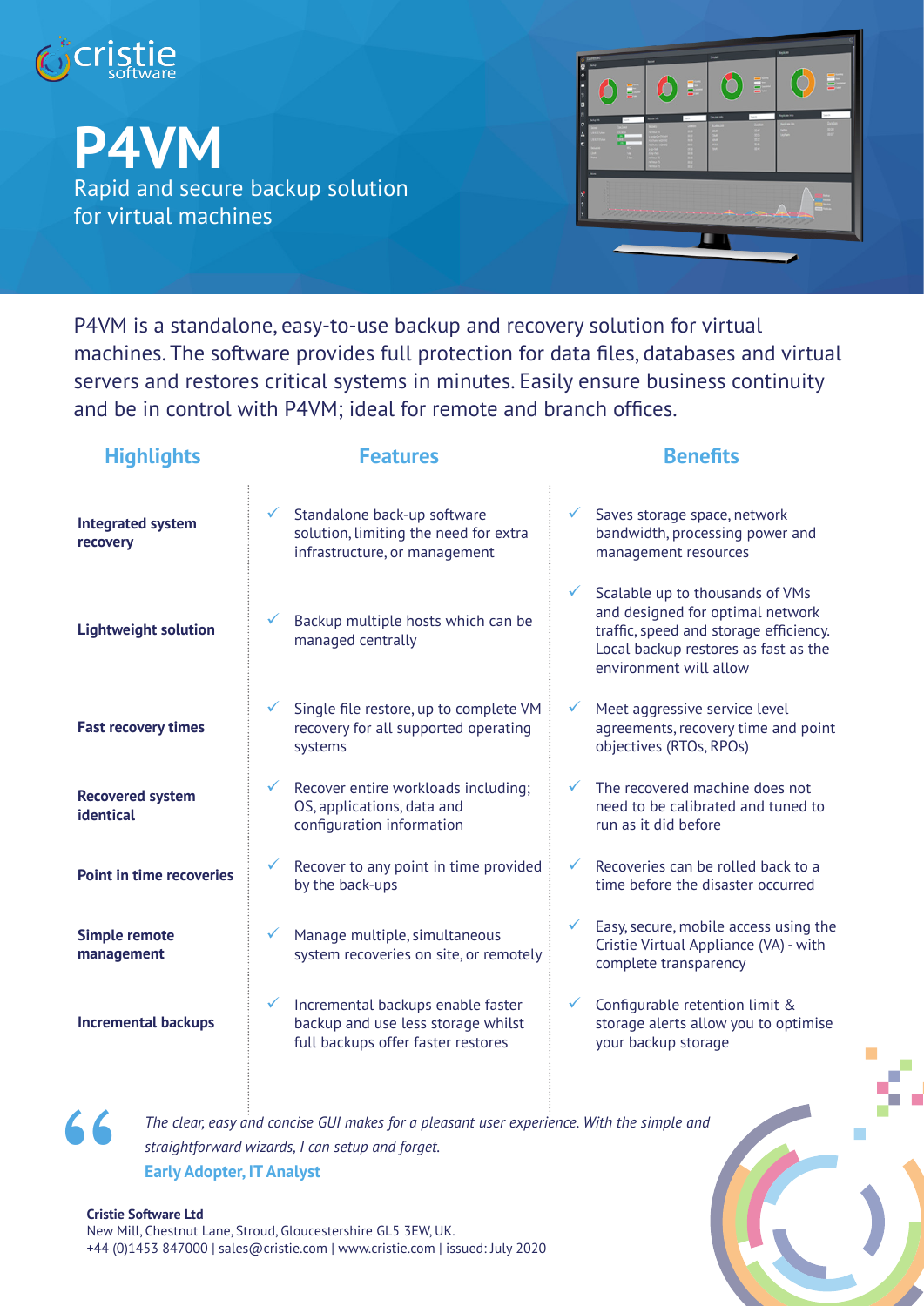cristie software

# P4VM

Rapid and secure backup solution for virtual machines

P4VM is a standalone, easy-to-use backup and recovery solution for virtual machines. The software provides full protection for data files, databases and virtual servers and restores critical systems in minutes. Easily ensure business continuity and be in control with P4VM; ideal for remote and branch offices.

| Highlights | Features | Benefits |
|---|---|---|
| **Integrated system recovery** | ✓ Standalone back-up software solution, limiting the need for extra infrastructure, or management | ✓ Saves storage space, network bandwidth, processing power and management resources |
| **Lightweight solution** | ✓ Backup multiple hosts which can be managed centrally | ✓ Scalable up to thousands of VMs and designed for optimal network traffic, speed and storage efficiency. Local backup restores as fast as the environment will allow |
| **Fast recovery times** | ✓ Single file restore, up to complete VM recovery for all supported operating systems | ✓ Meet aggressive service level agreements, recovery time and point objectives (RTOs, RPOs) |
| **Recovered system identical** | ✓ Recover entire workloads including; OS, applications, data and configuration information | ✓ The recovered machine does not need to be calibrated and tuned to run as it did before |
| **Point in time recoveries** | ✓ Recover to any point in time provided by the back-ups | ✓ Recoveries can be rolled back to a time before the disaster occurred |
| **Simple remote management** | ✓ Manage multiple, simultaneous system recoveries on site, or remotely | ✓ Easy, secure, mobile access using the Cristie Virtual Appliance (VA) - with complete transparency |
| **Incremental backups** | ✓ Incremental backups enable faster backup and use less storage whilst full backups offer faster restores | ✓ Configurable retention limit & storage alerts allow you to optimise your backup storage |

> *The clear, easy and concise GUI makes for a pleasant user experience. With the simple and straightforward wizards, I can setup and forget.*
>
> **Early Adopter, IT Analyst**

**Cristie Software Ltd**
New Mill, Chestnut Lane, Stroud, Gloucestershire GL5 3EW, UK.
+44 (0)1453 847000 | sales@cristie.com | www.cristie.com | issued: July 2020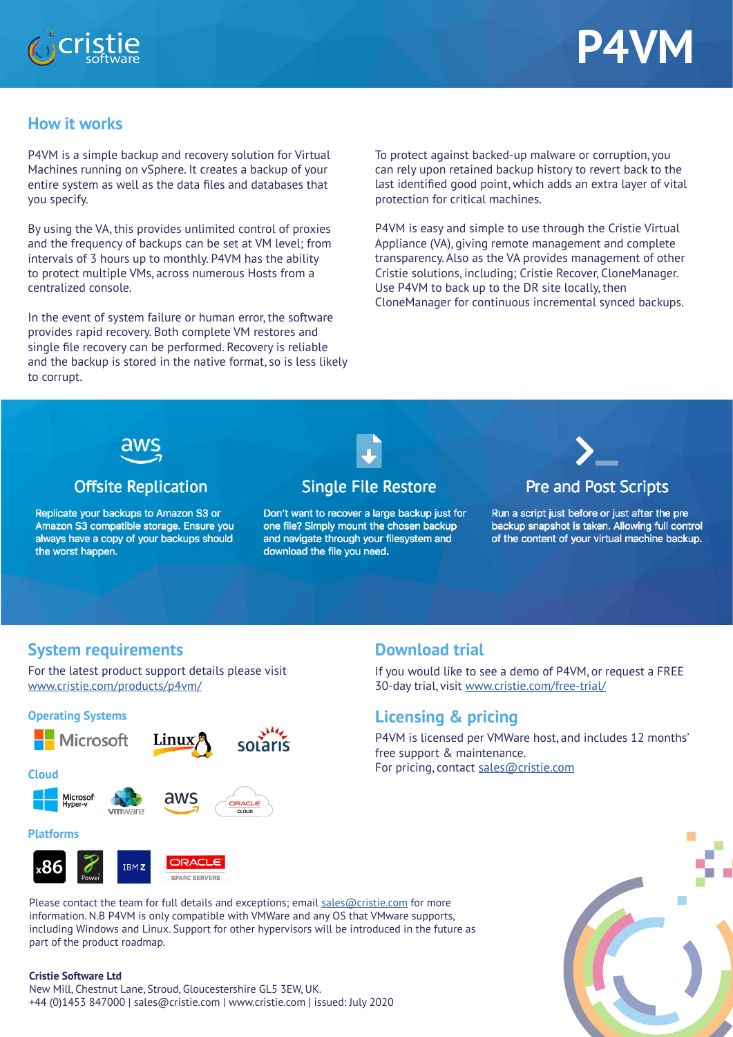# P4VM

## How it works

P4VM is a simple backup and recovery solution for Virtual Machines running on vSphere. It creates a backup of your entire system as well as the data files and databases that you specify.

By using the VA, this provides unlimited control of proxies and the frequency of backups can be set at VM level; from intervals of 3 hours up to monthly. P4VM has the ability to protect multiple VMs, across numerous Hosts from a centralized console.

In the event of system failure or human error, the software provides rapid recovery. Both complete VM restores and single file recovery can be performed. Recovery is reliable and the backup is stored in the native format, so is less likely to corrupt.

To protect against backed-up malware or corruption, you can rely upon retained backup history to revert back to the last identified good point, which adds an extra layer of vital protection for critical machines.

P4VM is easy and simple to use through the Cristie Virtual Appliance (VA), giving remote management and complete transparency. Also as the VA provides management of other Cristie solutions, including; Cristie Recover, CloneManager. Use P4VM to back up to the DR site locally, then CloneManager for continuous incremental synced backups.

### Offsite Replication

Replicate your backups to Amazon S3 or Amazon S3 compatible storage. Ensure you always have a copy of your backups should the worst happen.

### Single File Restore

Don't want to recover a large backup just for one file? Simply mount the chosen backup and navigate through your filesystem and download the file you need.

### Pre and Post Scripts

Run a script just before or just after the pre backup snapshot is taken. Allowing full control of the content of your virtual machine backup.

## System requirements

For the latest product support details please visit www.cristie.com/products/p4vm/

### Operating Systems

Microsoft, Linux, Solaris

### Cloud

Microsoft Hyper-V, VMware, AWS, Oracle Cloud

### Platforms

x86, Power, IBM Z, Oracle SPARC Servers

Please contact the team for full details and exceptions; email sales@cristie.com for more information. N.B P4VM is only compatible with VMWare and any OS that VMware supports, including Windows and Linux. Support for other hypervisors will be introduced in the future as part of the product roadmap.

## Download trial

If you would like to see a demo of P4VM, or request a FREE 30-day trial, visit www.cristie.com/free-trial/

## Licensing & pricing

P4VM is licensed per VMWare host, and includes 12 months' free support & maintenance.
For pricing, contact sales@cristie.com

**Cristie Software Ltd**
New Mill, Chestnut Lane, Stroud, Gloucestershire GL5 3EW, UK.
+44 (0)1453 847000 | sales@cristie.com | www.cristie.com | issued: July 2020